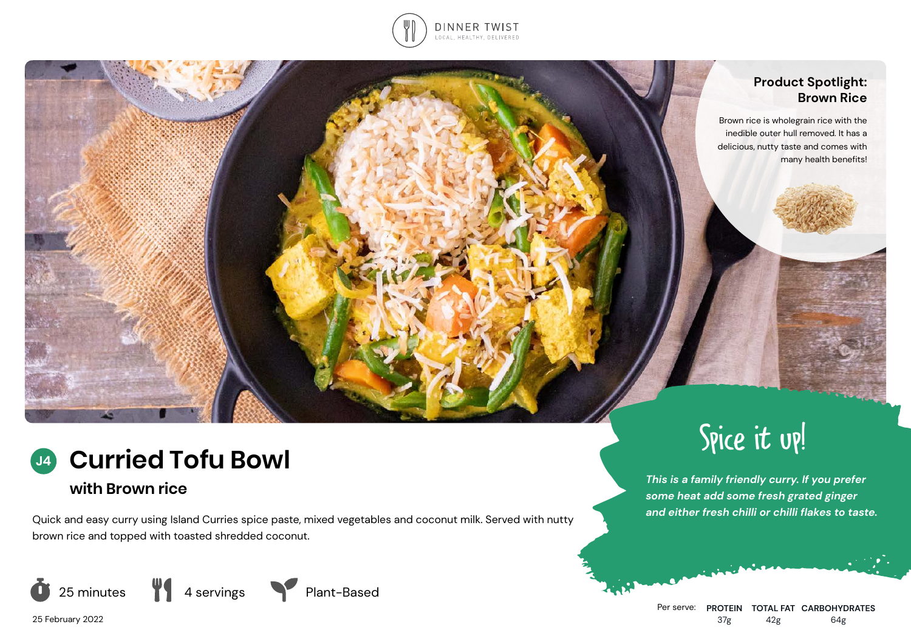DINNER TWIST

LOCAL, HEALTHY, DELIVERED

## Product Spotlight: Brown Rice

Brown rice is wholegrain rice with the inedible outer hull removed. It has a delicious, nutty taste and comes with many health benefits!

# J4 Curried Tofu Bowl

## with Brown rice

Quick and easy curry using Island Curries spice paste, mixed vegetables and coconut milk. Served with nutty brown rice and topped with toasted shredded coconut.

25 minutes | 4 servings | Plant-Based

25 February 2022

## Spice it up!

*This is a family friendly curry. If you prefer some heat add some fresh grated ginger and either fresh chilli or chilli flakes to taste.*

| Per serve: | PROTEIN | TOTAL FAT | CARBOHYDRATES |
|---|---|---|---|
| | 37g | 42g | 64g |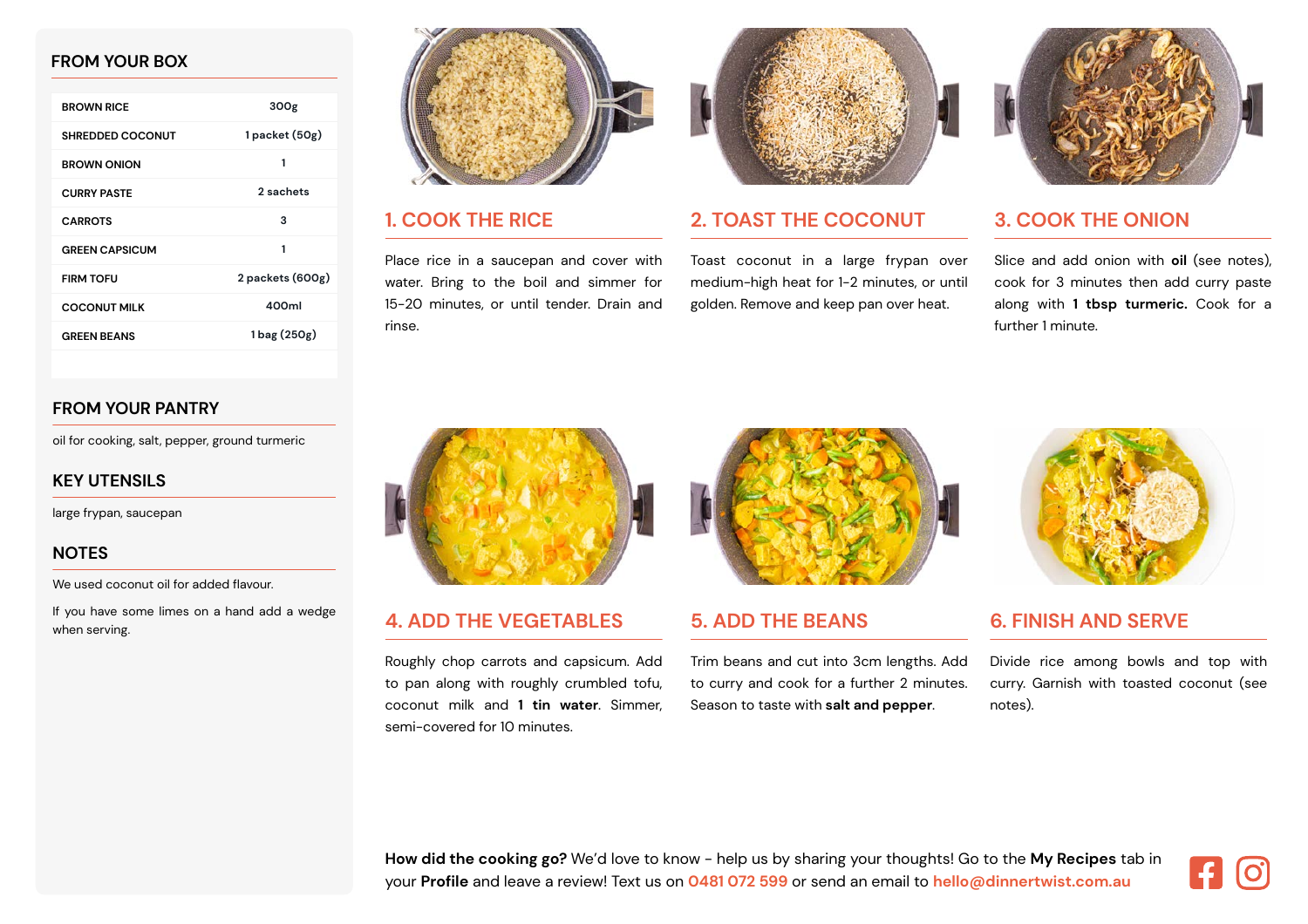## FROM YOUR BOX

| | |
|---|---|
| BROWN RICE | 300g |
| SHREDDED COCONUT | 1 packet (50g) |
| BROWN ONION | 1 |
| CURRY PASTE | 2 sachets |
| CARROTS | 3 |
| GREEN CAPSICUM | 1 |
| FIRM TOFU | 2 packets (600g) |
| COCONUT MILK | 400ml |
| GREEN BEANS | 1 bag (250g) |

## FROM YOUR PANTRY

oil for cooking, salt, pepper, ground turmeric

## KEY UTENSILS

large frypan, saucepan

## NOTES

We used coconut oil for added flavour.

If you have some limes on a hand add a wedge when serving.

## 1. COOK THE RICE

Place rice in a saucepan and cover with water. Bring to the boil and simmer for 15-20 minutes, or until tender. Drain and rinse.

## 2. TOAST THE COCONUT

Toast coconut in a large frypan over medium-high heat for 1-2 minutes, or until golden. Remove and keep pan over heat.

## 3. COOK THE ONION

Slice and add onion with **oil** (see notes), cook for 3 minutes then add curry paste along with **1 tbsp turmeric.** Cook for a further 1 minute.

## 4. ADD THE VEGETABLES

Roughly chop carrots and capsicum. Add to pan along with roughly crumbled tofu, coconut milk and **1 tin water**. Simmer, semi-covered for 10 minutes.

## 5. ADD THE BEANS

Trim beans and cut into 3cm lengths. Add to curry and cook for a further 2 minutes. Season to taste with **salt and pepper**.

## 6. FINISH AND SERVE

Divide rice among bowls and top with curry. Garnish with toasted coconut (see notes).

**How did the cooking go?** We'd love to know - help us by sharing your thoughts! Go to the **My Recipes** tab in your **Profile** and leave a review! Text us on 0481 072 599 or send an email to hello@dinnertwist.com.au